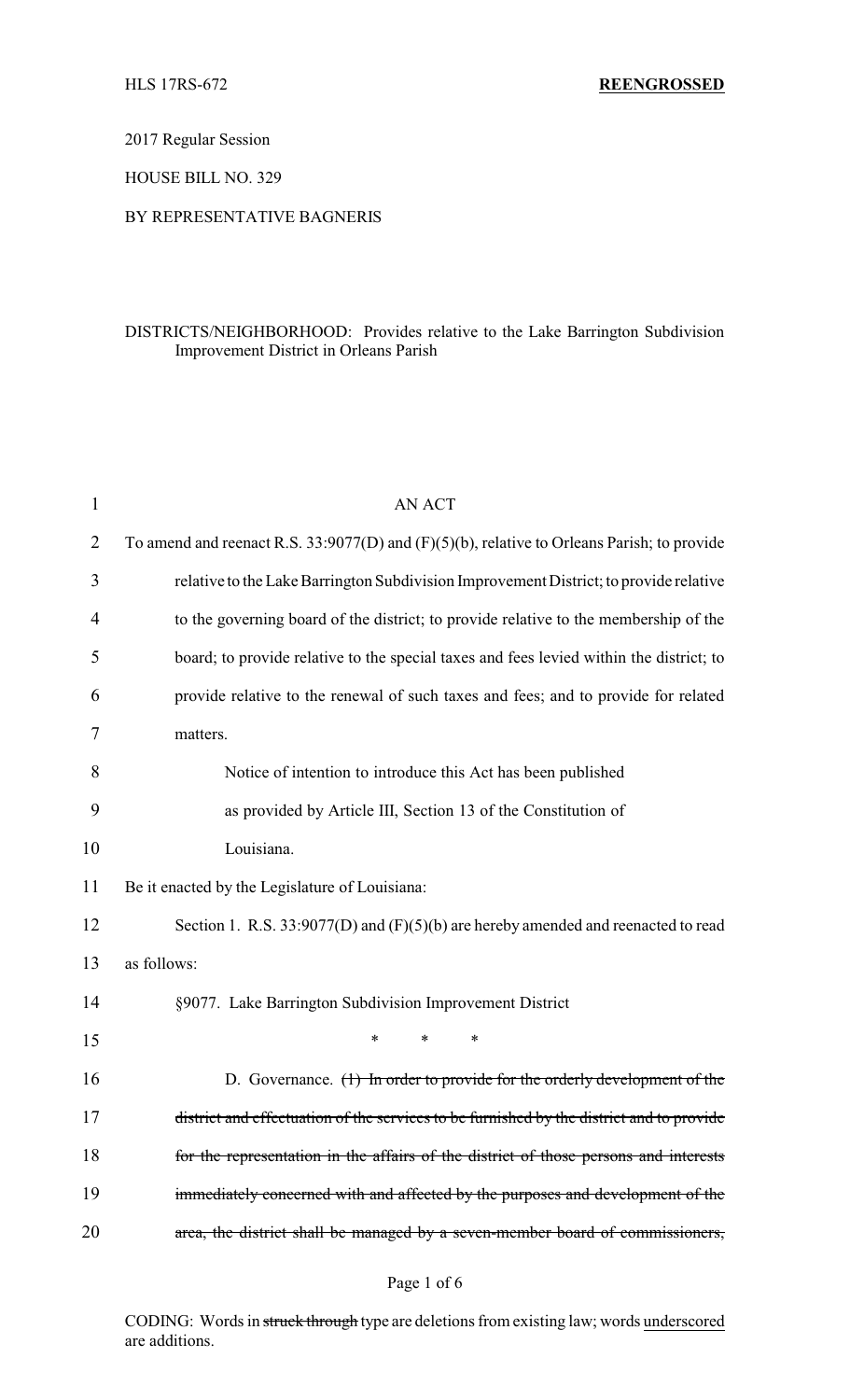HLS 17RS-672 **REENGROSSED**

2017 Regular Session

HOUSE BILL NO. 329

BY REPRESENTATIVE BAGNERIS

DISTRICTS/NEIGHBORHOOD: Provides relative to the Lake Barrington Subdivision Improvement District in Orleans Parish

AN ACT

To amend and reenact R.S. 33:9077(D) and (F)(5)(b), relative to Orleans Parish; to provide relative to the Lake Barrington Subdivision Improvement District; to provide relative to the governing board of the district; to provide relative to the membership of the board; to provide relative to the special taxes and fees levied within the district; to provide relative to the renewal of such taxes and fees; and to provide for related matters.

Notice of intention to introduce this Act has been published as provided by Article III, Section 13 of the Constitution of Louisiana.

Be it enacted by the Legislature of Louisiana:

Section 1. R.S. 33:9077(D) and (F)(5)(b) are hereby amended and reenacted to read as follows:

§9077. Lake Barrington Subdivision Improvement District

\* \* \*

D. Governance. ~~(1) In order to provide for the orderly development of the district and effectuation of the services to be furnished by the district and to provide for the representation in the affairs of the district of those persons and interests immediately concerned with and affected by the purposes and development of the area, the district shall be managed by a seven-member board of commissioners,~~

CODING: Words in ~~struck through~~ type are deletions from existing law; words underscored are additions.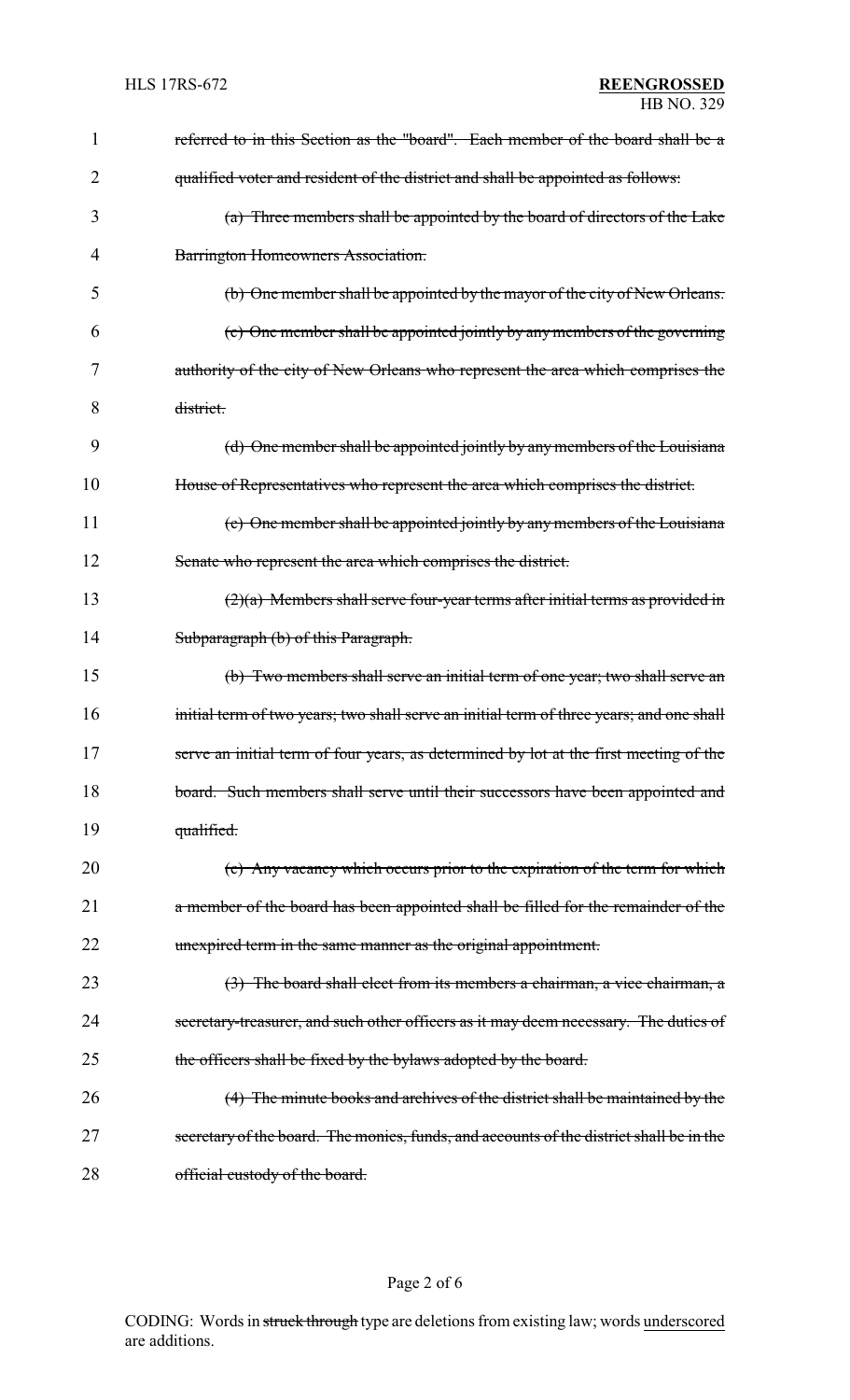~~referred to in this Section as the "board". Each member of the board shall be a qualified voter and resident of the district and shall be appointed as follows:~~

~~(a) Three members shall be appointed by the board of directors of the Lake Barrington Homeowners Association.~~

~~(b) One member shall be appointed by the mayor of the city of New Orleans.~~

~~(c) One member shall be appointed jointly by any members of the governing authority of the city of New Orleans who represent the area which comprises the district.~~

~~(d) One member shall be appointed jointly by any members of the Louisiana House of Representatives who represent the area which comprises the district.~~

~~(e) One member shall be appointed jointly by any members of the Louisiana Senate who represent the area which comprises the district.~~

~~(2)(a) Members shall serve four-year terms after initial terms as provided in Subparagraph (b) of this Paragraph.~~

~~(b) Two members shall serve an initial term of one year; two shall serve an initial term of two years; two shall serve an initial term of three years; and one shall serve an initial term of four years, as determined by lot at the first meeting of the board. Such members shall serve until their successors have been appointed and qualified.~~

~~(c) Any vacancy which occurs prior to the expiration of the term for which a member of the board has been appointed shall be filled for the remainder of the unexpired term in the same manner as the original appointment.~~

~~(3) The board shall elect from its members a chairman, a vice chairman, a secretary-treasurer, and such other officers as it may deem necessary. The duties of the officers shall be fixed by the bylaws adopted by the board.~~

~~(4) The minute books and archives of the district shall be maintained by the secretary of the board. The monies, funds, and accounts of the district shall be in the official custody of the board.~~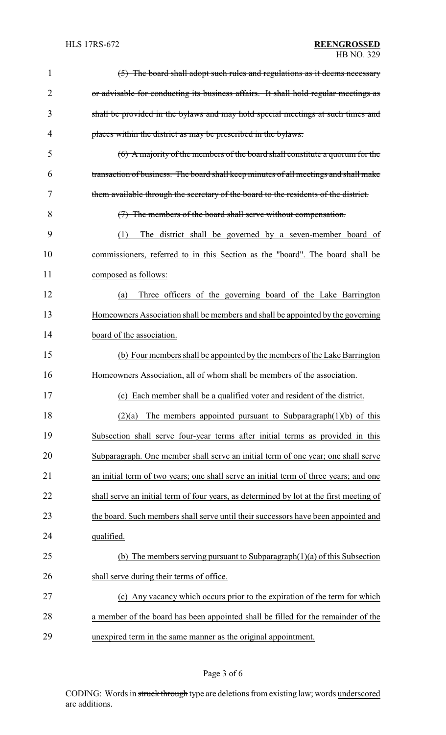~~(5) The board shall adopt such rules and regulations as it deems necessary or advisable for conducting its business affairs. It shall hold regular meetings as shall be provided in the bylaws and may hold special meetings at such times and places within the district as may be prescribed in the bylaws.~~

~~(6) A majority of the members of the board shall constitute a quorum for the transaction of business. The board shall keep minutes of all meetings and shall make them available through the secretary of the board to the residents of the district.~~

~~(7) The members of the board shall serve without compensation.~~

<u>(1) The district shall be governed by a seven-member board of commissioners, referred to in this Section as the "board". The board shall be composed as follows:</u>

<u>(a) Three officers of the governing board of the Lake Barrington Homeowners Association shall be members and shall be appointed by the governing board of the association.</u>

<u>(b) Four members shall be appointed by the members of the Lake Barrington Homeowners Association, all of whom shall be members of the association.</u>

<u>(c) Each member shall be a qualified voter and resident of the district.</u>

<u>(2)(a) The members appointed pursuant to Subparagraph(1)(b) of this Subsection shall serve four-year terms after initial terms as provided in this Subparagraph. One member shall serve an initial term of one year; one shall serve an initial term of two years; one shall serve an initial term of three years; and one shall serve an initial term of four years, as determined by lot at the first meeting of the board. Such members shall serve until their successors have been appointed and qualified.</u>

<u>(b) The members serving pursuant to Subparagraph(1)(a) of this Subsection shall serve during their terms of office.</u>

<u>(c) Any vacancy which occurs prior to the expiration of the term for which a member of the board has been appointed shall be filled for the remainder of the unexpired term in the same manner as the original appointment.</u>

CODING: Words in ~~struck through~~ type are deletions from existing law; words <u>underscored</u> are additions.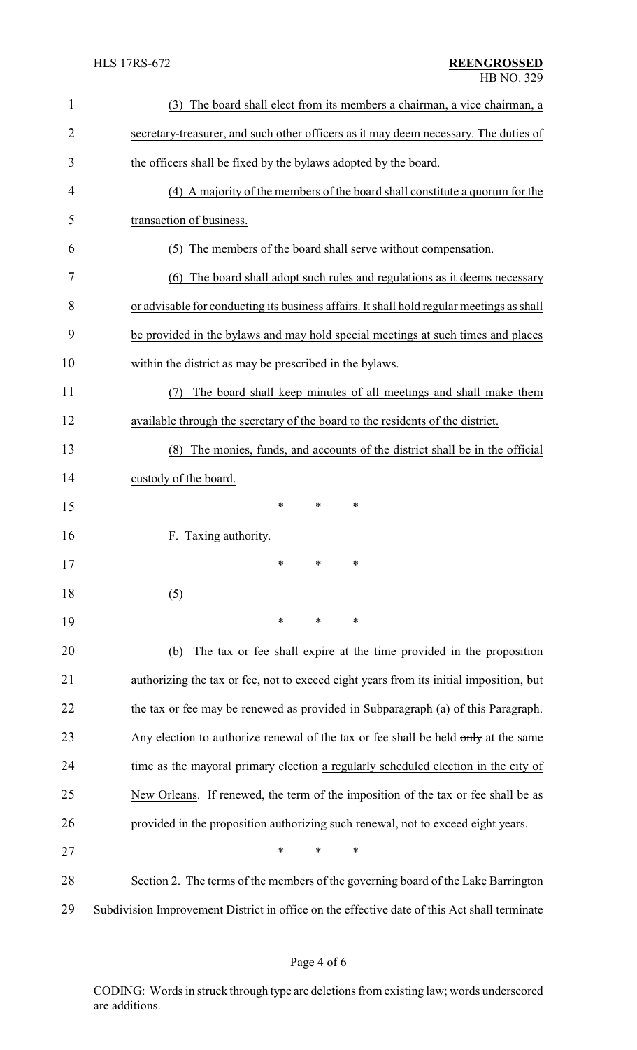(3) The board shall elect from its members a chairman, a vice chairman, a secretary-treasurer, and such other officers as it may deem necessary. The duties of the officers shall be fixed by the bylaws adopted by the board.

(4) A majority of the members of the board shall constitute a quorum for the transaction of business.

(5) The members of the board shall serve without compensation.

(6) The board shall adopt such rules and regulations as it deems necessary or advisable for conducting its business affairs. It shall hold regular meetings as shall be provided in the bylaws and may hold special meetings at such times and places within the district as may be prescribed in the bylaws.

(7) The board shall keep minutes of all meetings and shall make them available through the secretary of the board to the residents of the district.

(8) The monies, funds, and accounts of the district shall be in the official custody of the board.

\* \* \*

F. Taxing authority.

\* \* \*

(5)

\* \* \*

(b) The tax or fee shall expire at the time provided in the proposition authorizing the tax or fee, not to exceed eight years from its initial imposition, but the tax or fee may be renewed as provided in Subparagraph (a) of this Paragraph. Any election to authorize renewal of the tax or fee shall be held ~~only~~ at the same time as ~~the mayoral primary election~~ a regularly scheduled election in the city of New Orleans. If renewed, the term of the imposition of the tax or fee shall be as provided in the proposition authorizing such renewal, not to exceed eight years.

\* \* \*

Section 2. The terms of the members of the governing board of the Lake Barrington Subdivision Improvement District in office on the effective date of this Act shall terminate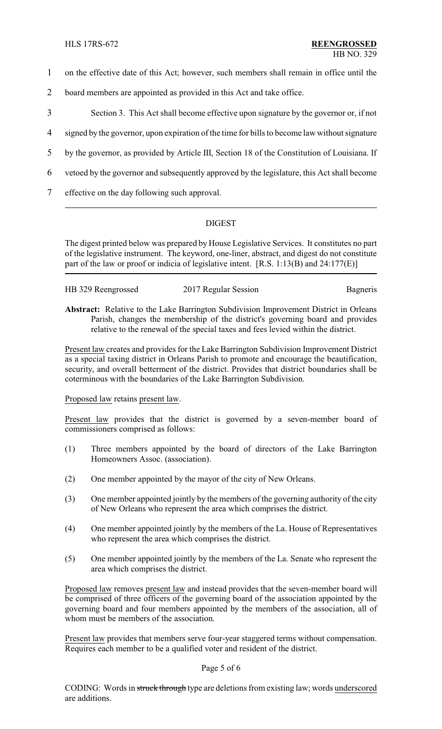on the effective date of this Act; however, such members shall remain in office until the board members are appointed as provided in this Act and take office.

Section 3. This Act shall become effective upon signature by the governor or, if not signed by the governor, upon expiration of the time for bills to become law without signature by the governor, as provided by Article III, Section 18 of the Constitution of Louisiana. If vetoed by the governor and subsequently approved by the legislature, this Act shall become effective on the day following such approval.

---

## DIGEST

The digest printed below was prepared by House Legislative Services. It constitutes no part of the legislative instrument. The keyword, one-liner, abstract, and digest do not constitute part of the law or proof or indicia of legislative intent. [R.S. 1:13(B) and 24:177(E)]

HB 329 Reengrossed | 2017 Regular Session | Bagneris

**Abstract:** Relative to the Lake Barrington Subdivision Improvement District in Orleans Parish, changes the membership of the district's governing board and provides relative to the renewal of the special taxes and fees levied within the district.

Present law creates and provides for the Lake Barrington Subdivision Improvement District as a special taxing district in Orleans Parish to promote and encourage the beautification, security, and overall betterment of the district. Provides that district boundaries shall be coterminous with the boundaries of the Lake Barrington Subdivision.

Proposed law retains present law.

Present law provides that the district is governed by a seven-member board of commissioners comprised as follows:

(1) Three members appointed by the board of directors of the Lake Barrington Homeowners Assoc. (association).

(2) One member appointed by the mayor of the city of New Orleans.

(3) One member appointed jointly by the members of the governing authority of the city of New Orleans who represent the area which comprises the district.

(4) One member appointed jointly by the members of the La. House of Representatives who represent the area which comprises the district.

(5) One member appointed jointly by the members of the La. Senate who represent the area which comprises the district.

Proposed law removes present law and instead provides that the seven-member board will be comprised of three officers of the governing board of the association appointed by the governing board and four members appointed by the members of the association, all of whom must be members of the association.

Present law provides that members serve four-year staggered terms without compensation. Requires each member to be a qualified voter and resident of the district.

CODING: Words in ~~struck through~~ type are deletions from existing law; words underscored are additions.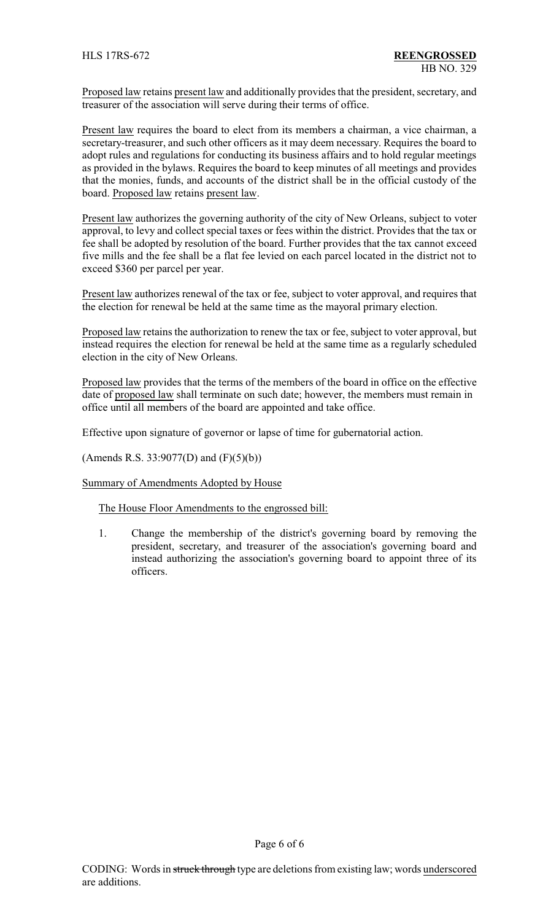Proposed law retains present law and additionally provides that the president, secretary, and treasurer of the association will serve during their terms of office.

Present law requires the board to elect from its members a chairman, a vice chairman, a secretary-treasurer, and such other officers as it may deem necessary. Requires the board to adopt rules and regulations for conducting its business affairs and to hold regular meetings as provided in the bylaws. Requires the board to keep minutes of all meetings and provides that the monies, funds, and accounts of the district shall be in the official custody of the board. Proposed law retains present law.

Present law authorizes the governing authority of the city of New Orleans, subject to voter approval, to levy and collect special taxes or fees within the district. Provides that the tax or fee shall be adopted by resolution of the board. Further provides that the tax cannot exceed five mills and the fee shall be a flat fee levied on each parcel located in the district not to exceed $360 per parcel per year.

Present law authorizes renewal of the tax or fee, subject to voter approval, and requires that the election for renewal be held at the same time as the mayoral primary election.

Proposed law retains the authorization to renew the tax or fee, subject to voter approval, but instead requires the election for renewal be held at the same time as a regularly scheduled election in the city of New Orleans.

Proposed law provides that the terms of the members of the board in office on the effective date of proposed law shall terminate on such date; however, the members must remain in office until all members of the board are appointed and take office.

Effective upon signature of governor or lapse of time for gubernatorial action.

(Amends R.S. 33:9077(D) and (F)(5)(b))

Summary of Amendments Adopted by House

The House Floor Amendments to the engrossed bill:

1. Change the membership of the district's governing board by removing the president, secretary, and treasurer of the association's governing board and instead authorizing the association's governing board to appoint three of its officers.